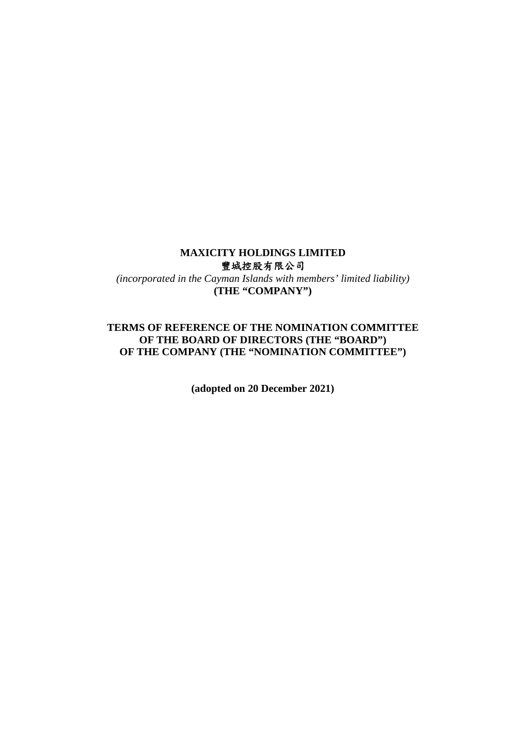**MAXICITY HOLDINGS LIMITED**
**豐城控股有限公司**
*(incorporated in the Cayman Islands with members' limited liability)*
**(THE "COMPANY")**

# TERMS OF REFERENCE OF THE NOMINATION COMMITTEE OF THE BOARD OF DIRECTORS (THE "BOARD") OF THE COMPANY (THE "NOMINATION COMMITTEE")

**(adopted on 20 December 2021)**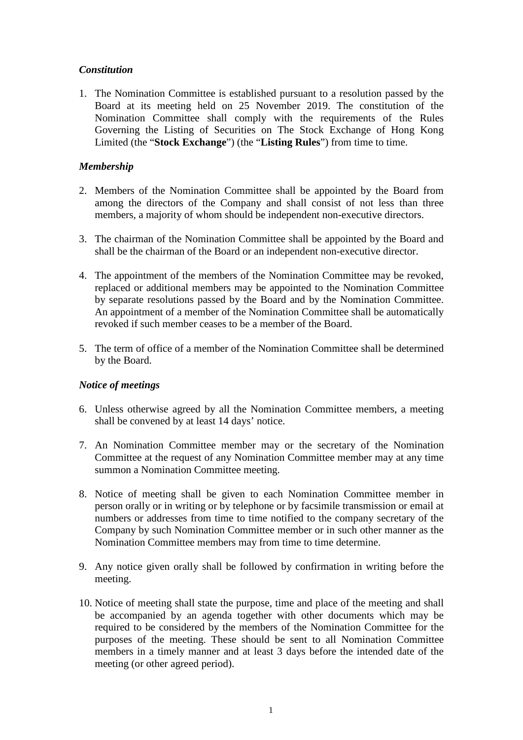***Constitution***

1. The Nomination Committee is established pursuant to a resolution passed by the Board at its meeting held on 25 November 2019. The constitution of the Nomination Committee shall comply with the requirements of the Rules Governing the Listing of Securities on The Stock Exchange of Hong Kong Limited (the "**Stock Exchange**") (the "**Listing Rules**") from time to time.

***Membership***

2. Members of the Nomination Committee shall be appointed by the Board from among the directors of the Company and shall consist of not less than three members, a majority of whom should be independent non-executive directors.

3. The chairman of the Nomination Committee shall be appointed by the Board and shall be the chairman of the Board or an independent non-executive director.

4. The appointment of the members of the Nomination Committee may be revoked, replaced or additional members may be appointed to the Nomination Committee by separate resolutions passed by the Board and by the Nomination Committee. An appointment of a member of the Nomination Committee shall be automatically revoked if such member ceases to be a member of the Board.

5. The term of office of a member of the Nomination Committee shall be determined by the Board.

***Notice of meetings***

6. Unless otherwise agreed by all the Nomination Committee members, a meeting shall be convened by at least 14 days' notice.

7. An Nomination Committee member may or the secretary of the Nomination Committee at the request of any Nomination Committee member may at any time summon a Nomination Committee meeting.

8. Notice of meeting shall be given to each Nomination Committee member in person orally or in writing or by telephone or by facsimile transmission or email at numbers or addresses from time to time notified to the company secretary of the Company by such Nomination Committee member or in such other manner as the Nomination Committee members may from time to time determine.

9. Any notice given orally shall be followed by confirmation in writing before the meeting.

10. Notice of meeting shall state the purpose, time and place of the meeting and shall be accompanied by an agenda together with other documents which may be required to be considered by the members of the Nomination Committee for the purposes of the meeting. These should be sent to all Nomination Committee members in a timely manner and at least 3 days before the intended date of the meeting (or other agreed period).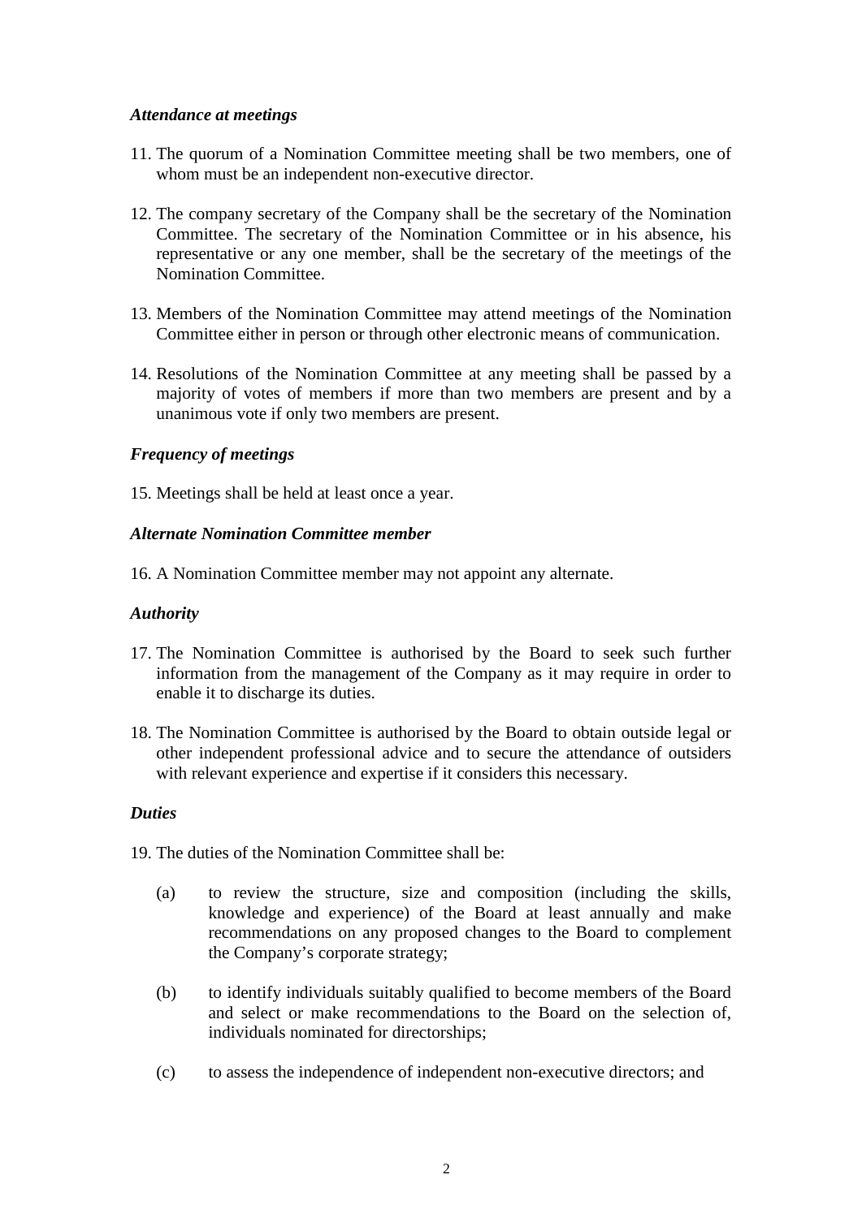### *Attendance at meetings*

11. The quorum of a Nomination Committee meeting shall be two members, one of whom must be an independent non-executive director.

12. The company secretary of the Company shall be the secretary of the Nomination Committee. The secretary of the Nomination Committee or in his absence, his representative or any one member, shall be the secretary of the meetings of the Nomination Committee.

13. Members of the Nomination Committee may attend meetings of the Nomination Committee either in person or through other electronic means of communication.

14. Resolutions of the Nomination Committee at any meeting shall be passed by a majority of votes of members if more than two members are present and by a unanimous vote if only two members are present.

### *Frequency of meetings*

15. Meetings shall be held at least once a year.

### *Alternate Nomination Committee member*

16. A Nomination Committee member may not appoint any alternate.

### *Authority*

17. The Nomination Committee is authorised by the Board to seek such further information from the management of the Company as it may require in order to enable it to discharge its duties.

18. The Nomination Committee is authorised by the Board to obtain outside legal or other independent professional advice and to secure the attendance of outsiders with relevant experience and expertise if it considers this necessary.

### *Duties*

19. The duties of the Nomination Committee shall be:

    (a) to review the structure, size and composition (including the skills, knowledge and experience) of the Board at least annually and make recommendations on any proposed changes to the Board to complement the Company's corporate strategy;

    (b) to identify individuals suitably qualified to become members of the Board and select or make recommendations to the Board on the selection of, individuals nominated for directorships;

    (c) to assess the independence of independent non-executive directors; and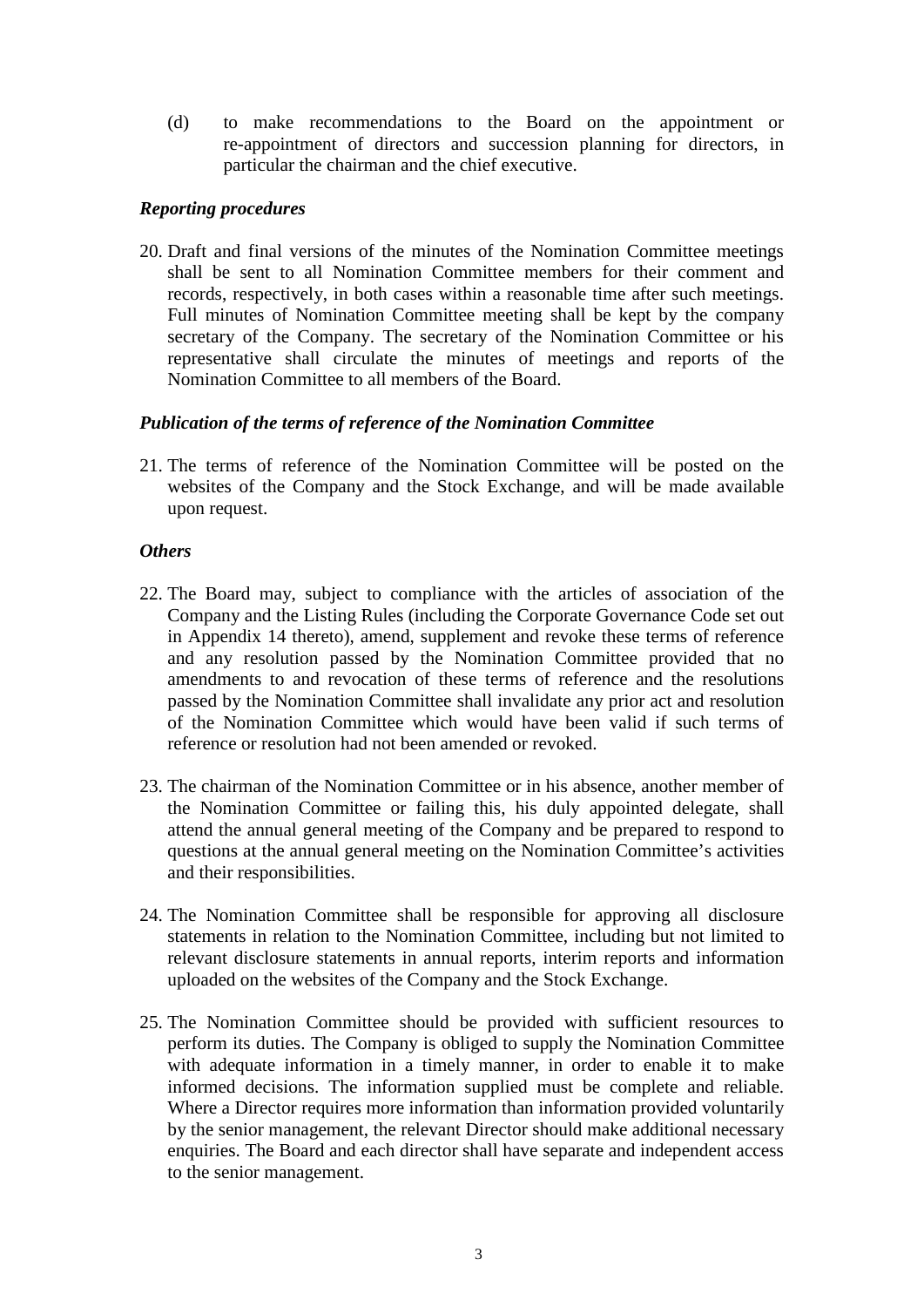(d) to make recommendations to the Board on the appointment or re-appointment of directors and succession planning for directors, in particular the chairman and the chief executive.

***Reporting procedures***

20. Draft and final versions of the minutes of the Nomination Committee meetings shall be sent to all Nomination Committee members for their comment and records, respectively, in both cases within a reasonable time after such meetings. Full minutes of Nomination Committee meeting shall be kept by the company secretary of the Company. The secretary of the Nomination Committee or his representative shall circulate the minutes of meetings and reports of the Nomination Committee to all members of the Board.

***Publication of the terms of reference of the Nomination Committee***

21. The terms of reference of the Nomination Committee will be posted on the websites of the Company and the Stock Exchange, and will be made available upon request.

***Others***

22. The Board may, subject to compliance with the articles of association of the Company and the Listing Rules (including the Corporate Governance Code set out in Appendix 14 thereto), amend, supplement and revoke these terms of reference and any resolution passed by the Nomination Committee provided that no amendments to and revocation of these terms of reference and the resolutions passed by the Nomination Committee shall invalidate any prior act and resolution of the Nomination Committee which would have been valid if such terms of reference or resolution had not been amended or revoked.

23. The chairman of the Nomination Committee or in his absence, another member of the Nomination Committee or failing this, his duly appointed delegate, shall attend the annual general meeting of the Company and be prepared to respond to questions at the annual general meeting on the Nomination Committee's activities and their responsibilities.

24. The Nomination Committee shall be responsible for approving all disclosure statements in relation to the Nomination Committee, including but not limited to relevant disclosure statements in annual reports, interim reports and information uploaded on the websites of the Company and the Stock Exchange.

25. The Nomination Committee should be provided with sufficient resources to perform its duties. The Company is obliged to supply the Nomination Committee with adequate information in a timely manner, in order to enable it to make informed decisions. The information supplied must be complete and reliable. Where a Director requires more information than information provided voluntarily by the senior management, the relevant Director should make additional necessary enquiries. The Board and each director shall have separate and independent access to the senior management.